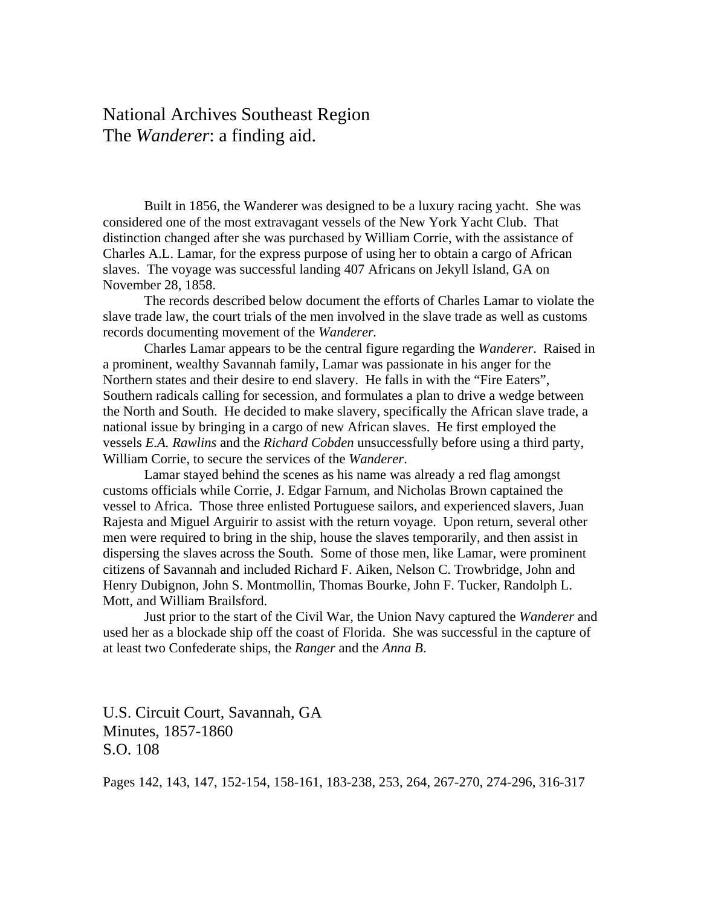# National Archives Southeast Region
# The *Wanderer*: a finding aid.

Built in 1856, the Wanderer was designed to be a luxury racing yacht. She was considered one of the most extravagant vessels of the New York Yacht Club. That distinction changed after she was purchased by William Corrie, with the assistance of Charles A.L. Lamar, for the express purpose of using her to obtain a cargo of African slaves. The voyage was successful landing 407 Africans on Jekyll Island, GA on November 28, 1858.

The records described below document the efforts of Charles Lamar to violate the slave trade law, the court trials of the men involved in the slave trade as well as customs records documenting movement of the *Wanderer.*

Charles Lamar appears to be the central figure regarding the *Wanderer*. Raised in a prominent, wealthy Savannah family, Lamar was passionate in his anger for the Northern states and their desire to end slavery. He falls in with the "Fire Eaters", Southern radicals calling for secession, and formulates a plan to drive a wedge between the North and South. He decided to make slavery, specifically the African slave trade, a national issue by bringing in a cargo of new African slaves. He first employed the vessels *E.A. Rawlins* and the *Richard Cobden* unsuccessfully before using a third party, William Corrie, to secure the services of the *Wanderer*.

Lamar stayed behind the scenes as his name was already a red flag amongst customs officials while Corrie, J. Edgar Farnum, and Nicholas Brown captained the vessel to Africa. Those three enlisted Portuguese sailors, and experienced slavers, Juan Rajesta and Miguel Arguirir to assist with the return voyage. Upon return, several other men were required to bring in the ship, house the slaves temporarily, and then assist in dispersing the slaves across the South. Some of those men, like Lamar, were prominent citizens of Savannah and included Richard F. Aiken, Nelson C. Trowbridge, John and Henry Dubignon, John S. Montmollin, Thomas Bourke, John F. Tucker, Randolph L. Mott, and William Brailsford.

Just prior to the start of the Civil War, the Union Navy captured the *Wanderer* and used her as a blockade ship off the coast of Florida. She was successful in the capture of at least two Confederate ships, the *Ranger* and the *Anna B*.

## U.S. Circuit Court, Savannah, GA
## Minutes, 1857-1860
## S.O. 108

Pages 142, 143, 147, 152-154, 158-161, 183-238, 253, 264, 267-270, 274-296, 316-317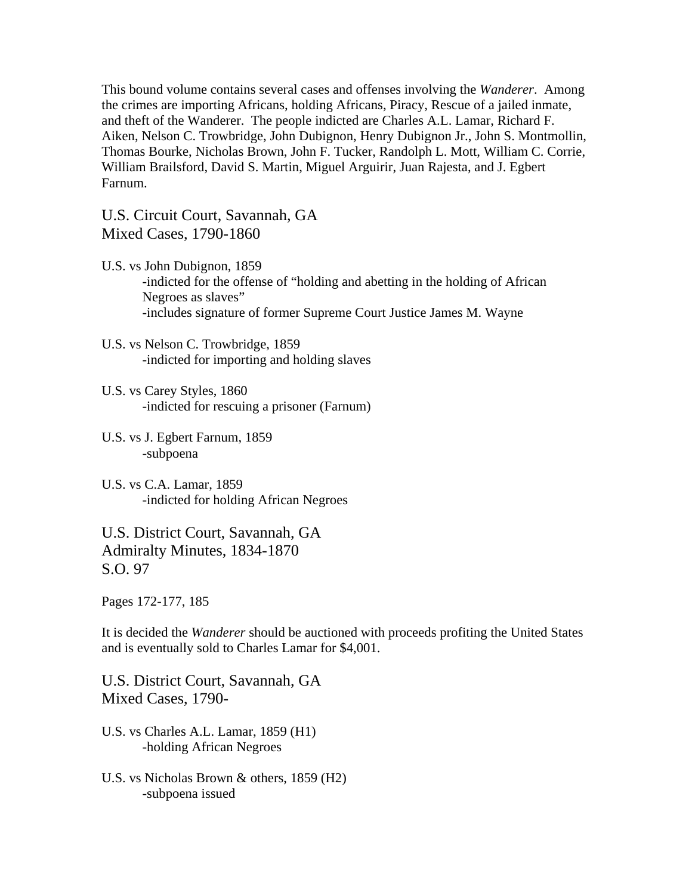This bound volume contains several cases and offenses involving the *Wanderer*. Among the crimes are importing Africans, holding Africans, Piracy, Rescue of a jailed inmate, and theft of the Wanderer. The people indicted are Charles A.L. Lamar, Richard F. Aiken, Nelson C. Trowbridge, John Dubignon, Henry Dubignon Jr., John S. Montmollin, Thomas Bourke, Nicholas Brown, John F. Tucker, Randolph L. Mott, William C. Corrie, William Brailsford, David S. Martin, Miguel Arguirir, Juan Rajesta, and J. Egbert Farnum.

## U.S. Circuit Court, Savannah, GA
## Mixed Cases, 1790-1860

U.S. vs John Dubignon, 1859
- indicted for the offense of "holding and abetting in the holding of African Negroes as slaves"
- includes signature of former Supreme Court Justice James M. Wayne

U.S. vs Nelson C. Trowbridge, 1859
- indicted for importing and holding slaves

U.S. vs Carey Styles, 1860
- indicted for rescuing a prisoner (Farnum)

U.S. vs J. Egbert Farnum, 1859
- subpoena

U.S. vs C.A. Lamar, 1859
- indicted for holding African Negroes

## U.S. District Court, Savannah, GA
## Admiralty Minutes, 1834-1870
## S.O. 97

Pages 172-177, 185

It is decided the *Wanderer* should be auctioned with proceeds profiting the United States and is eventually sold to Charles Lamar for $4,001.

## U.S. District Court, Savannah, GA
## Mixed Cases, 1790-

U.S. vs Charles A.L. Lamar, 1859 (H1)
- holding African Negroes

U.S. vs Nicholas Brown & others, 1859 (H2)
- subpoena issued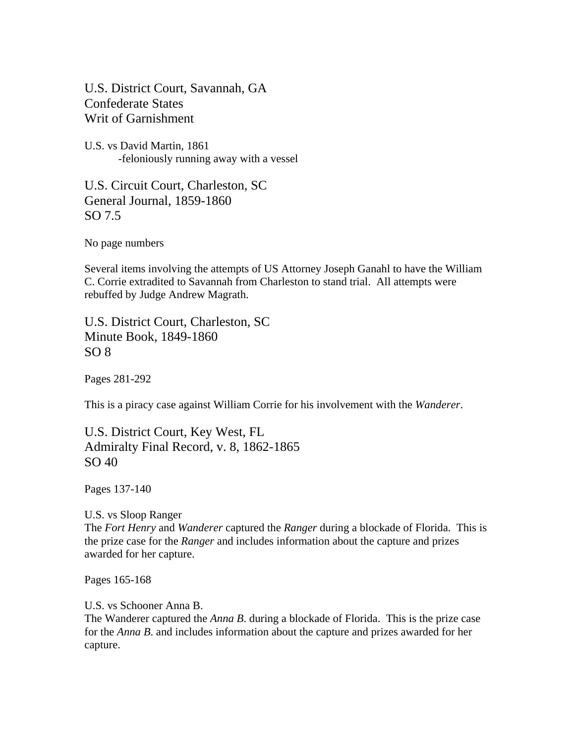## U.S. District Court, Savannah, GA
## Confederate States
## Writ of Garnishment

U.S. vs David Martin, 1861
- feloniously running away with a vessel

## U.S. Circuit Court, Charleston, SC
## General Journal, 1859-1860
## SO 7.5

No page numbers

Several items involving the attempts of US Attorney Joseph Ganahl to have the William C. Corrie extradited to Savannah from Charleston to stand trial. All attempts were rebuffed by Judge Andrew Magrath.

## U.S. District Court, Charleston, SC
## Minute Book, 1849-1860
## SO 8

Pages 281-292

This is a piracy case against William Corrie for his involvement with the *Wanderer*.

## U.S. District Court, Key West, FL
## Admiralty Final Record, v. 8, 1862-1865
## SO 40

Pages 137-140

U.S. vs Sloop Ranger
The *Fort Henry* and *Wanderer* captured the *Ranger* during a blockade of Florida. This is the prize case for the *Ranger* and includes information about the capture and prizes awarded for her capture.

Pages 165-168

U.S. vs Schooner Anna B.
The Wanderer captured the *Anna B.* during a blockade of Florida. This is the prize case for the *Anna B.* and includes information about the capture and prizes awarded for her capture.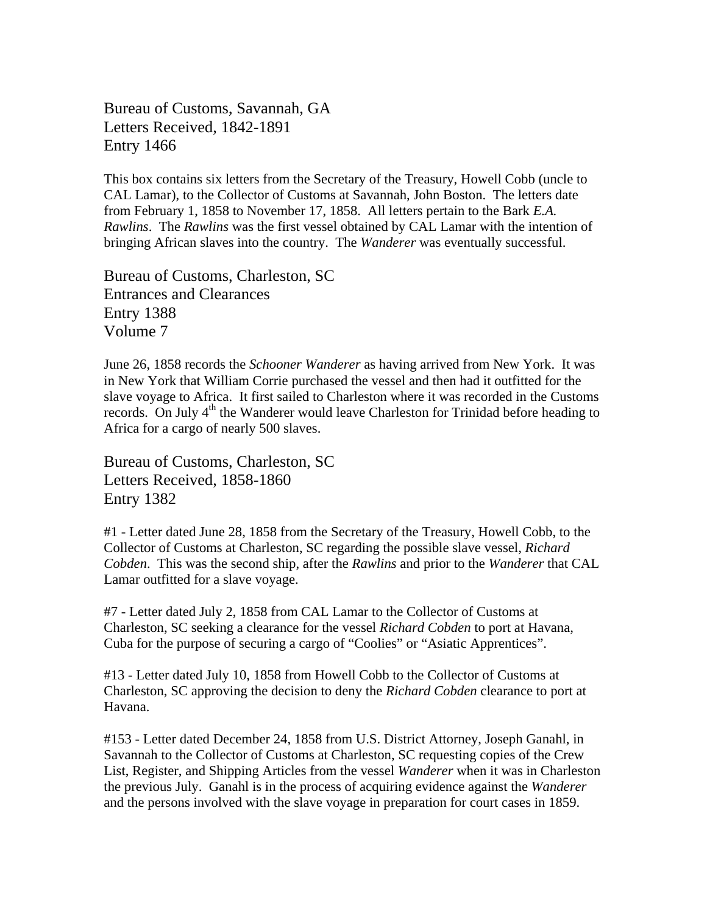Bureau of Customs, Savannah, GA
Letters Received, 1842-1891
Entry 1466

This box contains six letters from the Secretary of the Treasury, Howell Cobb (uncle to CAL Lamar), to the Collector of Customs at Savannah, John Boston. The letters date from February 1, 1858 to November 17, 1858. All letters pertain to the Bark *E.A. Rawlins*. The *Rawlins* was the first vessel obtained by CAL Lamar with the intention of bringing African slaves into the country. The *Wanderer* was eventually successful.

Bureau of Customs, Charleston, SC
Entrances and Clearances
Entry 1388
Volume 7

June 26, 1858 records the *Schooner Wanderer* as having arrived from New York. It was in New York that William Corrie purchased the vessel and then had it outfitted for the slave voyage to Africa. It first sailed to Charleston where it was recorded in the Customs records. On July 4th the Wanderer would leave Charleston for Trinidad before heading to Africa for a cargo of nearly 500 slaves.

Bureau of Customs, Charleston, SC
Letters Received, 1858-1860
Entry 1382

#1 - Letter dated June 28, 1858 from the Secretary of the Treasury, Howell Cobb, to the Collector of Customs at Charleston, SC regarding the possible slave vessel, *Richard Cobden*. This was the second ship, after the *Rawlins* and prior to the *Wanderer* that CAL Lamar outfitted for a slave voyage.

#7 - Letter dated July 2, 1858 from CAL Lamar to the Collector of Customs at Charleston, SC seeking a clearance for the vessel *Richard Cobden* to port at Havana, Cuba for the purpose of securing a cargo of "Coolies" or "Asiatic Apprentices".

#13 - Letter dated July 10, 1858 from Howell Cobb to the Collector of Customs at Charleston, SC approving the decision to deny the *Richard Cobden* clearance to port at Havana.

#153 - Letter dated December 24, 1858 from U.S. District Attorney, Joseph Ganahl, in Savannah to the Collector of Customs at Charleston, SC requesting copies of the Crew List, Register, and Shipping Articles from the vessel *Wanderer* when it was in Charleston the previous July. Ganahl is in the process of acquiring evidence against the *Wanderer* and the persons involved with the slave voyage in preparation for court cases in 1859.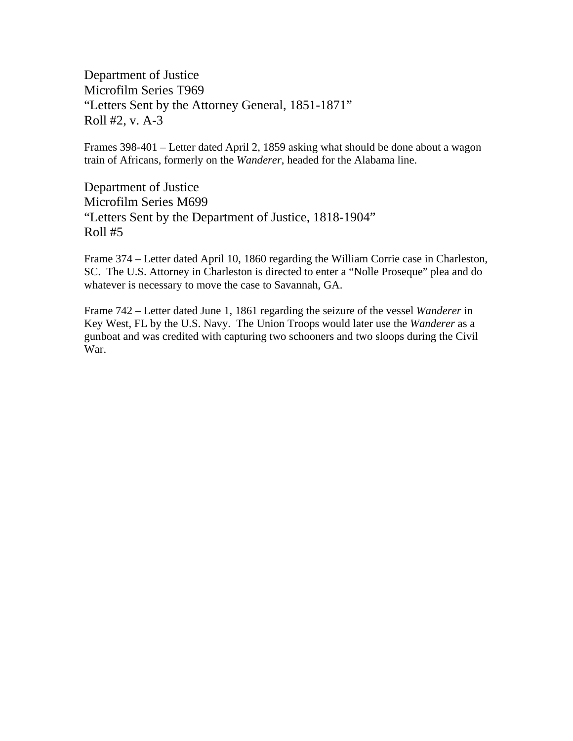Department of Justice
Microfilm Series T969
"Letters Sent by the Attorney General, 1851-1871"
Roll #2, v. A-3

Frames 398-401 – Letter dated April 2, 1859 asking what should be done about a wagon train of Africans, formerly on the *Wanderer*, headed for the Alabama line.

Department of Justice
Microfilm Series M699
"Letters Sent by the Department of Justice, 1818-1904"
Roll #5

Frame 374 – Letter dated April 10, 1860 regarding the William Corrie case in Charleston, SC. The U.S. Attorney in Charleston is directed to enter a "Nolle Proseque" plea and do whatever is necessary to move the case to Savannah, GA.

Frame 742 – Letter dated June 1, 1861 regarding the seizure of the vessel *Wanderer* in Key West, FL by the U.S. Navy. The Union Troops would later use the *Wanderer* as a gunboat and was credited with capturing two schooners and two sloops during the Civil War.